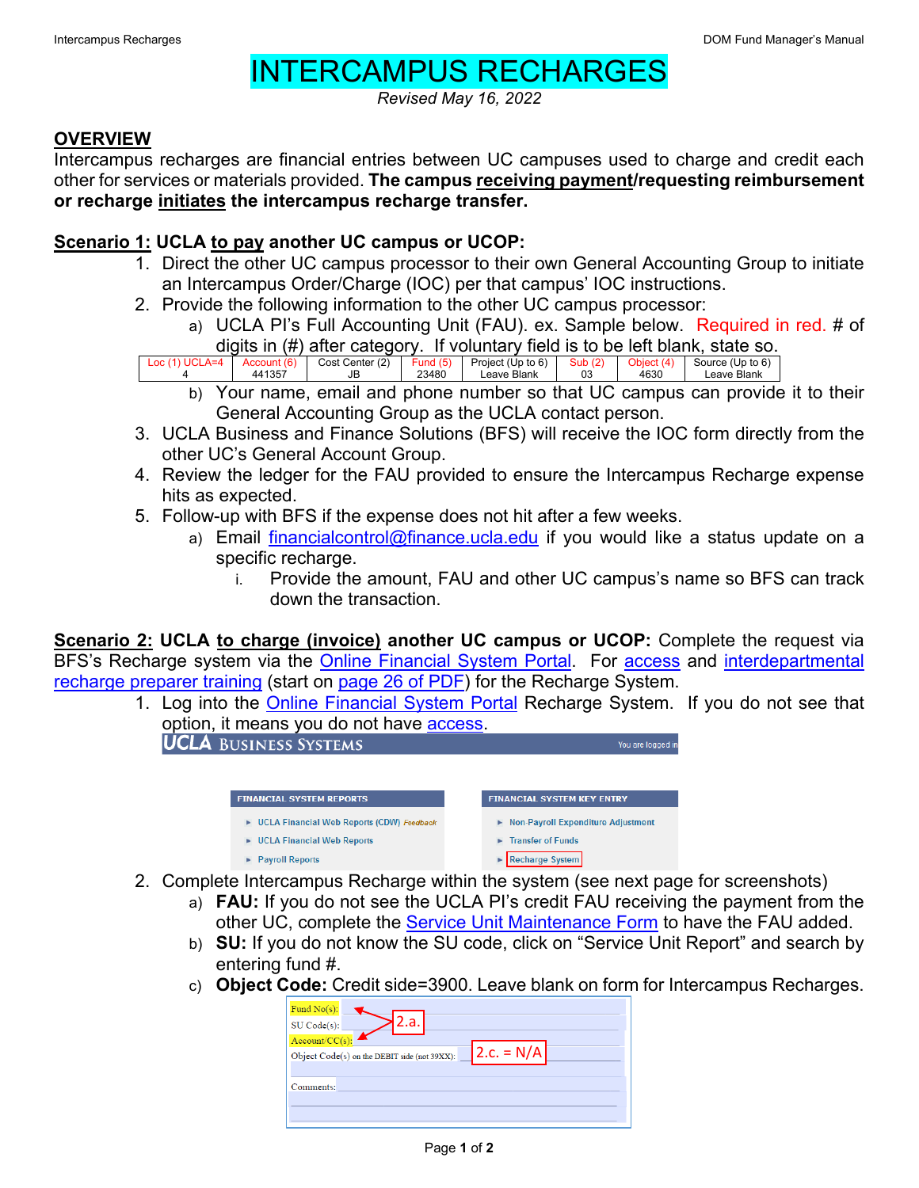# INTERCAMPUS RECHARGES

*Revised May 16, 2022*

## OVERVIEW

Intercampus recharges are financial entries between UC campuses used to charge and credit each other for services or materials provided. **The campus receiving payment/requesting reimbursement or recharge initiates the intercampus recharge transfer.**

**Scenario 1: UCLA to pay another UC campus or UCOP:**

1. Direct the other UC campus processor to their own General Accounting Group to initiate an Intercampus Order/Charge (IOC) per that campus' IOC instructions.
2. Provide the following information to the other UC campus processor:
   a) UCLA PI's Full Accounting Unit (FAU). ex. Sample below. Required in red. # of digits in (#) after category. If voluntary field is to be left blank, state so.

| Loc (1) UCLA=4 | Account (6) | Cost Center (2) | Fund (5) | Project (Up to 6) | Sub (2) | Object (4) | Source (Up to 6) |
|---|---|---|---|---|---|---|---|
| 4 | 441357 | JB | 23480 | Leave Blank | 03 | 4630 | Leave Blank |

   b) Your name, email and phone number so that UC campus can provide it to their General Accounting Group as the UCLA contact person.
3. UCLA Business and Finance Solutions (BFS) will receive the IOC form directly from the other UC's General Account Group.
4. Review the ledger for the FAU provided to ensure the Intercampus Recharge expense hits as expected.
5. Follow-up with BFS if the expense does not hit after a few weeks.
   a) Email financialcontrol@finance.ucla.edu if you would like a status update on a specific recharge.
      i. Provide the amount, FAU and other UC campus's name so BFS can track down the transaction.

**Scenario 2: UCLA to charge (invoice) another UC campus or UCOP:** Complete the request via BFS's Recharge system via the Online Financial System Portal. For access and interdepartmental recharge preparer training (start on page 26 of PDF) for the Recharge System.

1. Log into the Online Financial System Portal Recharge System. If you do not see that option, it means you do not have access.

   UCLA BUSINESS SYSTEMS — You are logged in

   FINANCIAL SYSTEM REPORTS
   - UCLA Financial Web Reports (CDW) Feedback
   - UCLA Financial Web Reports
   - Payroll Reports

   FINANCIAL SYSTEM KEY ENTRY
   - Non-Payroll Expenditure Adjustment
   - Transfer of Funds
   - Recharge System

2. Complete Intercampus Recharge within the system (see next page for screenshots)
   a) **FAU:** If you do not see the UCLA PI's credit FAU receiving the payment from the other UC, complete the Service Unit Maintenance Form to have the FAU added.
   b) **SU:** If you do not know the SU code, click on "Service Unit Report" and search by entering fund #.
   c) **Object Code:** Credit side=3900. Leave blank on form for Intercampus Recharges.

   Fund No(s): ← 2.a.
   SU Code(s):
   Account/CC(s): ← 2.a.
   Object Code(s) on the DEBIT side (not 39XX): 2.c. = N/A
   Comments: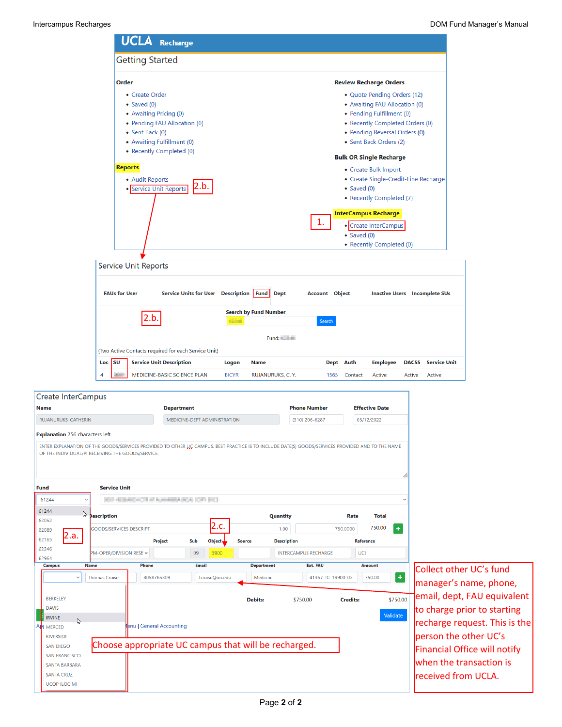**UCLA Recharge**

## Getting Started

**Order**

- Create Order
- Saved (0)
- Awaiting Pricing (0)
- Pending FAU Allocation (0)
- Sent Back (0)
- Awaiting Fulfillment (0)
- Recently Completed (0)

**Reports**

- Audit Reports
- Service Unit Reports 2.b.

**Review Recharge Orders**

- Quote Pending Orders (12)
- Awaiting FAU Allocation (0)
- Pending Fulfillment (0)
- Recently Completed Orders (0)
- Pending Reversal Orders (0)
- Sent Back Orders (2)

**Bulk OR Single Recharge**

- Create Bulk Import
- Create Single-Credit-Line Recharge
- Saved (0)
- Recently Completed (7)

1. **InterCampus Recharge**

- Create InterCampus
- Saved (0)
- Recently Completed (0)

## Service Unit Reports

FAUs for User | Service Units for User | Description | Fund | Dept | Account | Object | Inactive Users | Incomplete SUs

2.b.

Search by Fund Number [Search]

Fund:

(Two Active Contacts required for each Service Unit)

| Loc | SU | Service Unit Description | Logon | Name | Dept | Auth | Employee | DACSS | Service Unit |
|---|---|---|---|---|---|---|---|---|---|
| 4 | | MEDICINE-BASIC SCIENCE PLAN | BICYR | RUJANURUKS, C. Y. | 1565 | Contact | Active | Active | Active |

## Create InterCampus

| Name | Department | Phone Number | Effective Date |
|---|---|---|---|
| RUJANURUKS, CATHERIN | MEDICINE-DEPT ADMINISTRATION | (310) 206-6287 | 05/12/2022 |

**Explanation** 256 characters left.

ENTER EXPLANATION OF THE GOODS/SERVICES PROVIDED TO OTHER UC CAMPUS. BEST PRACTICE IS TO INCLUDE DATE(S) GOODS/SERVICES PROVIDED AND TO THE NAME OF THE INDIVIDUAL/PI RECEIVING THE GOODS/SERVICE.

**Fund** | **Service Unit**

61244 (dropdown: 61244, 62052, 62089, 62165, 62246, 62964) 2.a.

| Description | Quantity | Rate | Total |
|---|---|---|---|
| GOODS/SERVICES DESCRIPT | 1.00 | 750.0000 | 750.00 |

2.c.

| Project | Sub | Object | Source | Description | Reference |
|---|---|---|---|---|---|
| PM-OPER/DIVISION RESE | 09 | 3900 | | INTERCAMPUS RECHARGE | UCI |

| Campus | Name | Phone | Email | Department | Ext. FAU | Amount |
|---|---|---|---|---|---|---|
| | Thomas Cruise | 8058765309 | tcruise@uci.edu | Medicine | 41357-TC-19900-03- | 750.00 |

Campus options: BERKELEY, DAVIS, IRVINE, MERCED, RIVERSIDE, SAN DIEGO, SAN FRANCISCO, SANTA BARBARA, SANTA CRUZ, UCOP (LOC M)

Debits: $750.00 Credits: $750.00

[Validate]

Menu | General Accounting

Choose appropriate UC campus that will be recharged.

Collect other UC's fund manager's name, phone, email, dept, FAU equivalent to charge prior to starting recharge request. This is the person the other UC's Financial Office will notify when the transaction is received from UCLA.